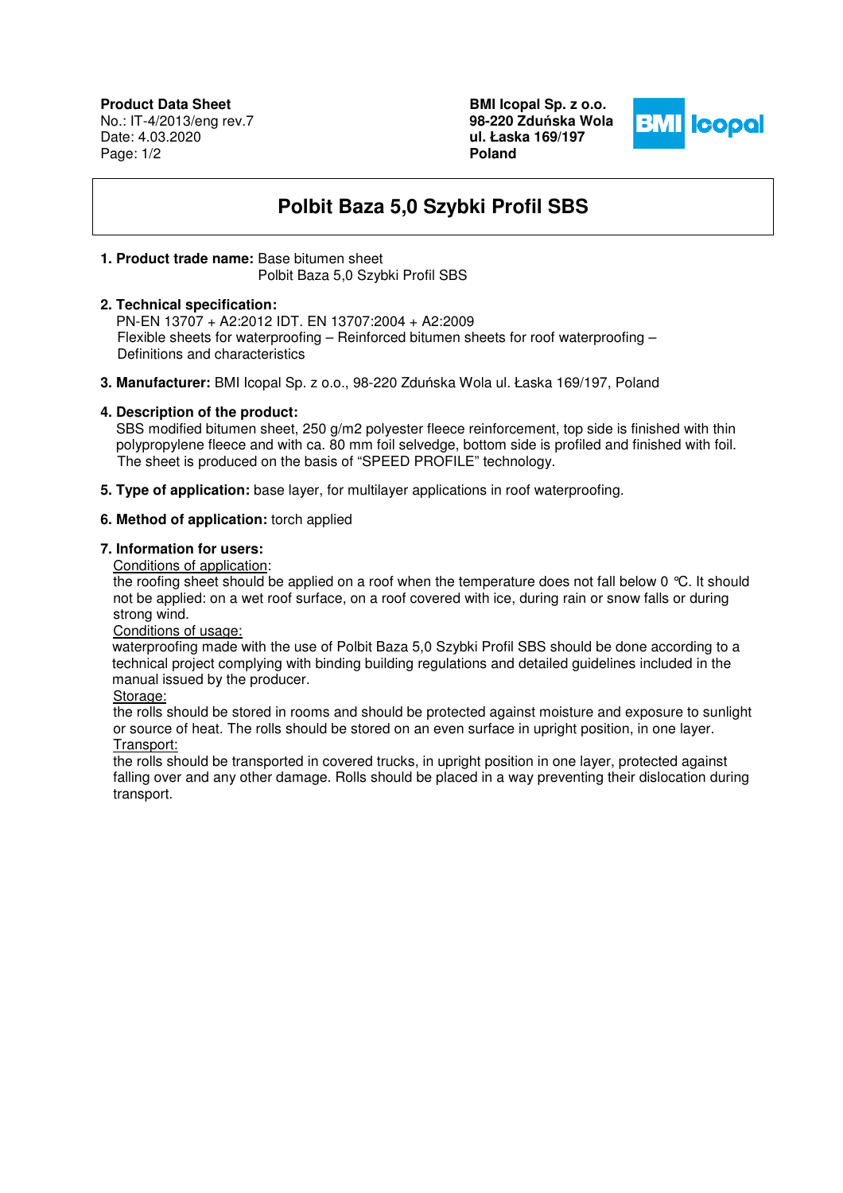**Product Data Sheet**
No.: IT-4/2013/eng rev.7
Date: 4.03.2020

**BMI Icopal Sp. z o.o.**
**98-220 Zduńska Wola**
**ul. Łaska 169/197**
**Poland**

# Polbit Baza 5,0 Szybki Profil SBS

**1. Product trade name:** Base bitumen sheet
Polbit Baza 5,0 Szybki Profil SBS

**2. Technical specification:**
PN-EN 13707 + A2:2012 IDT. EN 13707:2004 + A2:2009
Flexible sheets for waterproofing – Reinforced bitumen sheets for roof waterproofing – Definitions and characteristics

**3. Manufacturer:** BMI Icopal Sp. z o.o., 98-220 Zduńska Wola ul. Łaska 169/197, Poland

**4. Description of the product:**
SBS modified bitumen sheet, 250 g/m2 polyester fleece reinforcement, top side is finished with thin polypropylene fleece and with ca. 80 mm foil selvedge, bottom side is profiled and finished with foil. The sheet is produced on the basis of "SPEED PROFILE" technology.

**5. Type of application:** base layer, for multilayer applications in roof waterproofing.

**6. Method of application:** torch applied

**7. Information for users:**

Conditions of application:
the roofing sheet should be applied on a roof when the temperature does not fall below 0 ℃. It should not be applied: on a wet roof surface, on a roof covered with ice, during rain or snow falls or during strong wind.

Conditions of usage:
waterproofing made with the use of Polbit Baza 5,0 Szybki Profil SBS should be done according to a technical project complying with binding building regulations and detailed guidelines included in the manual issued by the producer.

Storage:
the rolls should be stored in rooms and should be protected against moisture and exposure to sunlight or source of heat. The rolls should be stored on an even surface in upright position, in one layer.

Transport:
the rolls should be transported in covered trucks, in upright position in one layer, protected against falling over and any other damage. Rolls should be placed in a way preventing their dislocation during transport.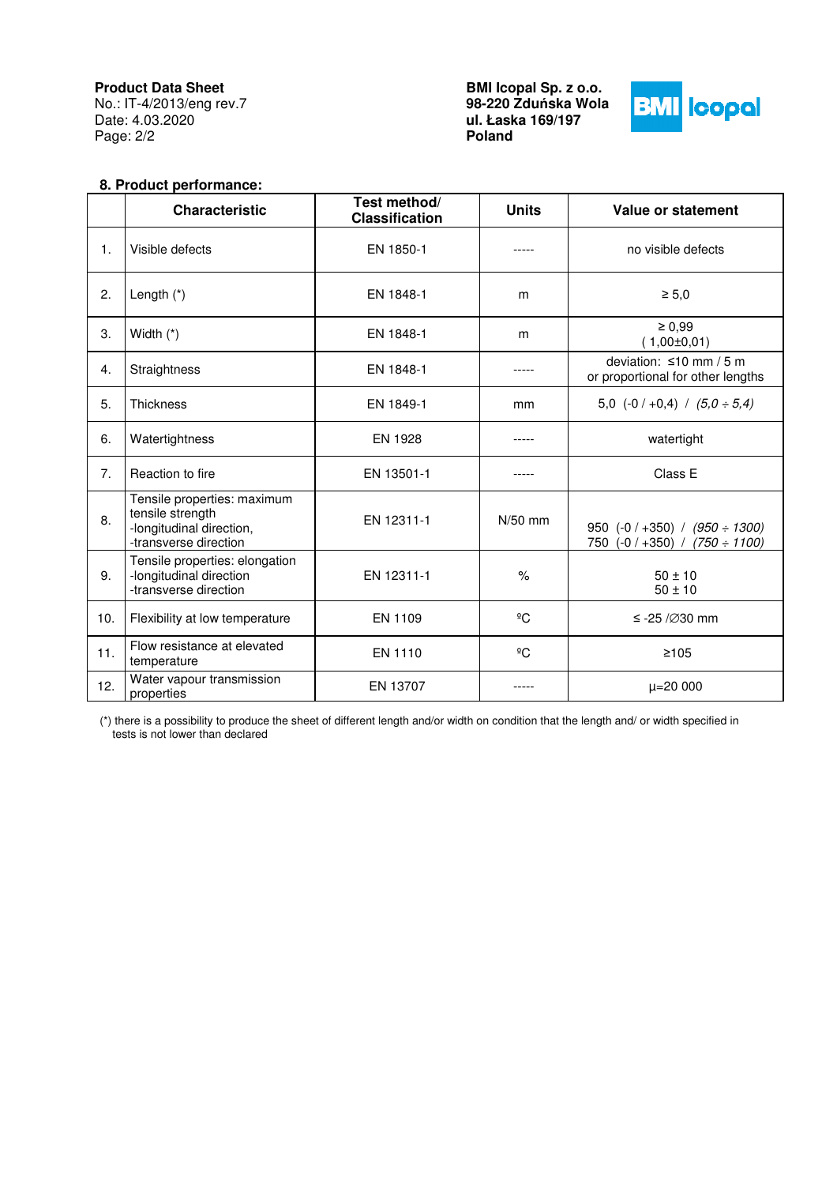**Product Data Sheet**
No.: IT-4/2013/eng rev.7
Date: 4.03.2020
Page: 2/2

**BMI Icopal Sp. z o.o.**
**98-220 Zduńska Wola**
**ul. Łaska 169/197**
**Poland**

### 8. Product performance:

| | Characteristic | Test method/ Classification | Units | Value or statement |
|---|---|---|---|---|
| 1. | Visible defects | EN 1850-1 | ----- | no visible defects |
| 2. | Length (*) | EN 1848-1 | m | ≥ 5,0 |
| 3. | Width (*) | EN 1848-1 | m | ≥ 0,99 ( 1,00±0,01) |
| 4. | Straightness | EN 1848-1 | ----- | deviation: ≤10 mm / 5 m or proportional for other lengths |
| 5. | Thickness | EN 1849-1 | mm | 5,0 (-0 / +0,4) / *(5,0 ÷ 5,4)* |
| 6. | Watertightness | EN 1928 | ----- | watertight |
| 7. | Reaction to fire | EN 13501-1 | ----- | Class E |
| 8. | Tensile properties: maximum tensile strength -longitudinal direction, -transverse direction | EN 12311-1 | N/50 mm | 950 (-0 / +350) / *(950 ÷ 1300)* 750 (-0 / +350) / *(750 ÷ 1100)* |
| 9. | Tensile properties: elongation -longitudinal direction -transverse direction | EN 12311-1 | % | 50 ± 10 50 ± 10 |
| 10. | Flexibility at low temperature | EN 1109 | ºC | ≤ -25 /∅30 mm |
| 11. | Flow resistance at elevated temperature | EN 1110 | ºC | ≥105 |
| 12. | Water vapour transmission properties | EN 13707 | ----- | μ=20 000 |

(*) there is a possibility to produce the sheet of different length and/or width on condition that the length and/ or width specified in tests is not lower than declared